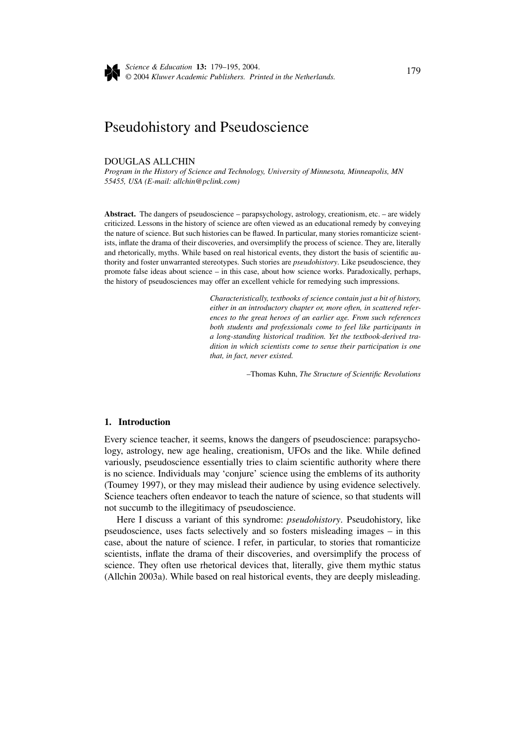# Pseudohistory and Pseudoscience

DOUGLAS ALLCHIN

*Program in the History of Science and Technology, University of Minnesota, Minneapolis, MN 55455, USA (E-mail: allchin@pclink.com)*

**Abstract.** The dangers of pseudoscience – parapsychology, astrology, creationism, etc. – are widely criticized. Lessons in the history of science are often viewed as an educational remedy by conveying the nature of science. But such histories can be flawed. In particular, many stories romanticize scientists, inflate the drama of their discoveries, and oversimplify the process of science. They are, literally and rhetorically, myths. While based on real historical events, they distort the basis of scientific authority and foster unwarranted stereotypes. Such stories are *pseudohistory*. Like pseudoscience, they promote false ideas about science – in this case, about how science works. Paradoxically, perhaps, the history of pseudosciences may offer an excellent vehicle for remedying such impressions.

> *Characteristically, textbooks of science contain just a bit of history, either in an introductory chapter or, more often, in scattered references to the great heroes of an earlier age. From such references both students and professionals come to feel like participants in a long-standing historical tradition. Yet the textbook-derived tradition in which scientists come to sense their participation is one that, in fact, never existed.*
>
> –Thomas Kuhn, *The Structure of Scientific Revolutions*

## 1. Introduction

Every science teacher, it seems, knows the dangers of pseudoscience: parapsychology, astrology, new age healing, creationism, UFOs and the like. While defined variously, pseudoscience essentially tries to claim scientific authority where there is no science. Individuals may 'conjure' science using the emblems of its authority (Toumey 1997), or they may mislead their audience by using evidence selectively. Science teachers often endeavor to teach the nature of science, so that students will not succumb to the illegitimacy of pseudoscience.

Here I discuss a variant of this syndrome: *pseudohistory*. Pseudohistory, like pseudoscience, uses facts selectively and so fosters misleading images – in this case, about the nature of science. I refer, in particular, to stories that romanticize scientists, inflate the drama of their discoveries, and oversimplify the process of science. They often use rhetorical devices that, literally, give them mythic status (Allchin 2003a). While based on real historical events, they are deeply misleading.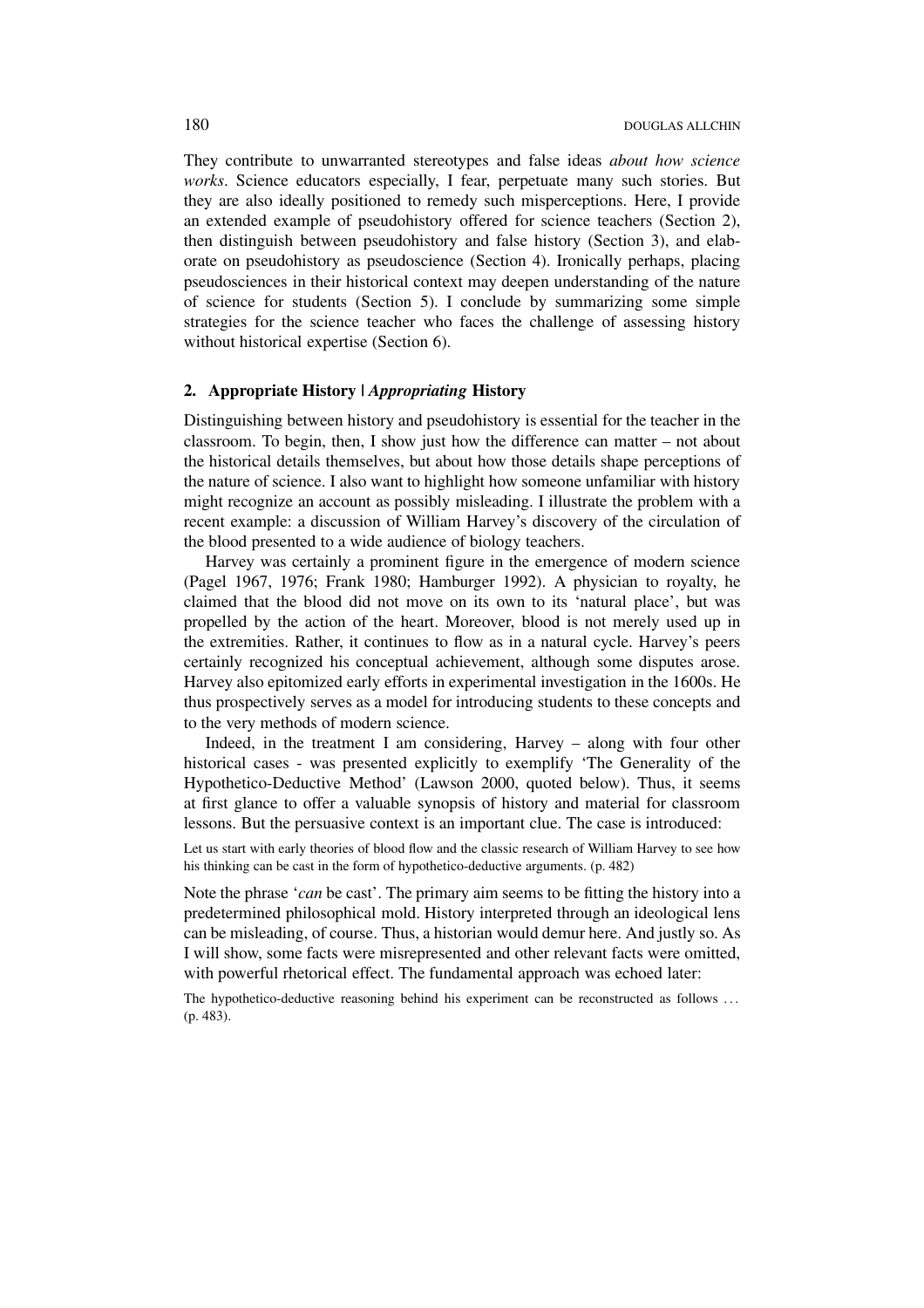They contribute to unwarranted stereotypes and false ideas *about how science works*. Science educators especially, I fear, perpetuate many such stories. But they are also ideally positioned to remedy such misperceptions. Here, I provide an extended example of pseudohistory offered for science teachers (Section 2), then distinguish between pseudohistory and false history (Section 3), and elaborate on pseudohistory as pseudoscience (Section 4). Ironically perhaps, placing pseudosciences in their historical context may deepen understanding of the nature of science for students (Section 5). I conclude by summarizing some simple strategies for the science teacher who faces the challenge of assessing history without historical expertise (Section 6).

## 2. Appropriate History | *Appropriating* History

Distinguishing between history and pseudohistory is essential for the teacher in the classroom. To begin, then, I show just how the difference can matter – not about the historical details themselves, but about how those details shape perceptions of the nature of science. I also want to highlight how someone unfamiliar with history might recognize an account as possibly misleading. I illustrate the problem with a recent example: a discussion of William Harvey's discovery of the circulation of the blood presented to a wide audience of biology teachers.

Harvey was certainly a prominent figure in the emergence of modern science (Pagel 1967, 1976; Frank 1980; Hamburger 1992). A physician to royalty, he claimed that the blood did not move on its own to its 'natural place', but was propelled by the action of the heart. Moreover, blood is not merely used up in the extremities. Rather, it continues to flow as in a natural cycle. Harvey's peers certainly recognized his conceptual achievement, although some disputes arose. Harvey also epitomized early efforts in experimental investigation in the 1600s. He thus prospectively serves as a model for introducing students to these concepts and to the very methods of modern science.

Indeed, in the treatment I am considering, Harvey – along with four other historical cases - was presented explicitly to exemplify 'The Generality of the Hypothetico-Deductive Method' (Lawson 2000, quoted below). Thus, it seems at first glance to offer a valuable synopsis of history and material for classroom lessons. But the persuasive context is an important clue. The case is introduced:

> Let us start with early theories of blood flow and the classic research of William Harvey to see how his thinking can be cast in the form of hypothetico-deductive arguments. (p. 482)

Note the phrase '*can* be cast'. The primary aim seems to be fitting the history into a predetermined philosophical mold. History interpreted through an ideological lens can be misleading, of course. Thus, a historian would demur here. And justly so. As I will show, some facts were misrepresented and other relevant facts were omitted, with powerful rhetorical effect. The fundamental approach was echoed later:

> The hypothetico-deductive reasoning behind his experiment can be reconstructed as follows ... (p. 483).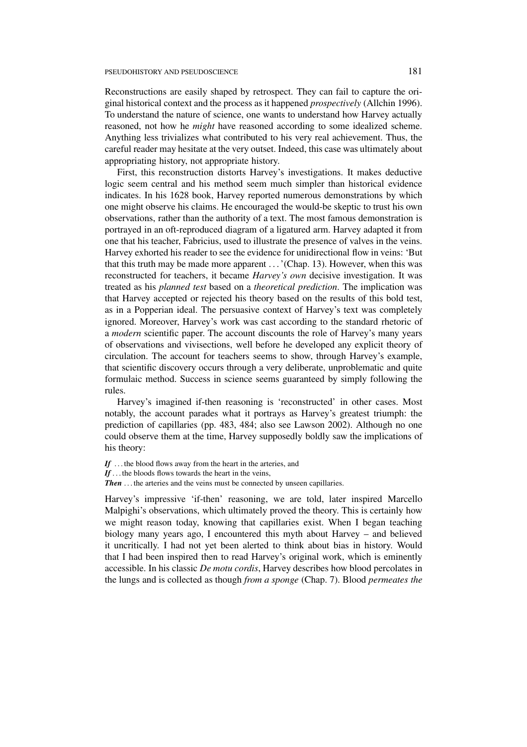Reconstructions are easily shaped by retrospect. They can fail to capture the original historical context and the process as it happened *prospectively* (Allchin 1996). To understand the nature of science, one wants to understand how Harvey actually reasoned, not how he *might* have reasoned according to some idealized scheme. Anything less trivializes what contributed to his very real achievement. Thus, the careful reader may hesitate at the very outset. Indeed, this case was ultimately about appropriating history, not appropriate history.

First, this reconstruction distorts Harvey's investigations. It makes deductive logic seem central and his method seem much simpler than historical evidence indicates. In his 1628 book, Harvey reported numerous demonstrations by which one might observe his claims. He encouraged the would-be skeptic to trust his own observations, rather than the authority of a text. The most famous demonstration is portrayed in an oft-reproduced diagram of a ligatured arm. Harvey adapted it from one that his teacher, Fabricius, used to illustrate the presence of valves in the veins. Harvey exhorted his reader to see the evidence for unidirectional flow in veins: 'But that this truth may be made more apparent . . . '(Chap. 13). However, when this was reconstructed for teachers, it became *Harvey's own* decisive investigation. It was treated as his *planned test* based on a *theoretical prediction*. The implication was that Harvey accepted or rejected his theory based on the results of this bold test, as in a Popperian ideal. The persuasive context of Harvey's text was completely ignored. Moreover, Harvey's work was cast according to the standard rhetoric of a *modern* scientific paper. The account discounts the role of Harvey's many years of observations and vivisections, well before he developed any explicit theory of circulation. The account for teachers seems to show, through Harvey's example, that scientific discovery occurs through a very deliberate, unproblematic and quite formulaic method. Success in science seems guaranteed by simply following the rules.

Harvey's imagined if-then reasoning is 'reconstructed' in other cases. Most notably, the account parades what it portrays as Harvey's greatest triumph: the prediction of capillaries (pp. 483, 484; also see Lawson 2002). Although no one could observe them at the time, Harvey supposedly boldly saw the implications of his theory:

***If*** . . . the blood flows away from the heart in the arteries, and
***If*** . . . the bloods flows towards the heart in the veins,
***Then*** . . . the arteries and the veins must be connected by unseen capillaries.

Harvey's impressive 'if-then' reasoning, we are told, later inspired Marcello Malpighi's observations, which ultimately proved the theory. This is certainly how we might reason today, knowing that capillaries exist. When I began teaching biology many years ago, I encountered this myth about Harvey – and believed it uncritically. I had not yet been alerted to think about bias in history. Would that I had been inspired then to read Harvey's original work, which is eminently accessible. In his classic *De motu cordis*, Harvey describes how blood percolates in the lungs and is collected as though *from a sponge* (Chap. 7). Blood *permeates the*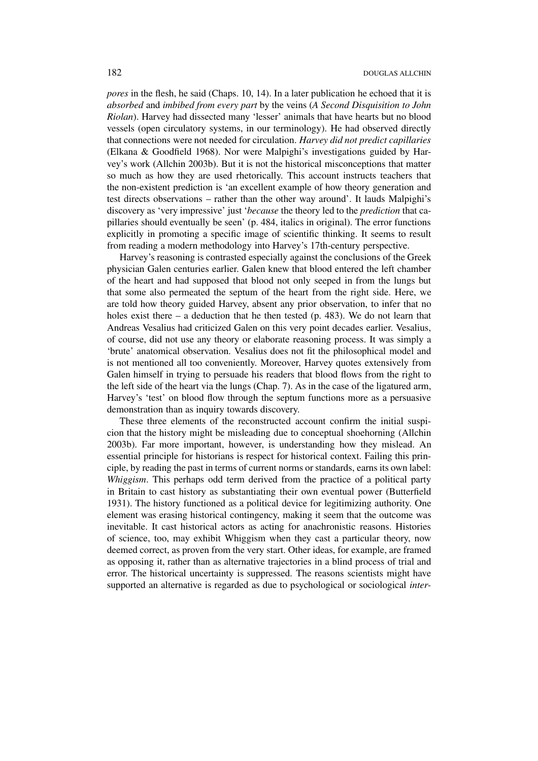*pores* in the flesh, he said (Chaps. 10, 14). In a later publication he echoed that it is *absorbed* and *imbibed from every part* by the veins (*A Second Disquisition to John Riolan*). Harvey had dissected many 'lesser' animals that have hearts but no blood vessels (open circulatory systems, in our terminology). He had observed directly that connections were not needed for circulation. *Harvey did not predict capillaries* (Elkana & Goodfield 1968). Nor were Malpighi's investigations guided by Harvey's work (Allchin 2003b). But it is not the historical misconceptions that matter so much as how they are used rhetorically. This account instructs teachers that the non-existent prediction is 'an excellent example of how theory generation and test directs observations – rather than the other way around'. It lauds Malpighi's discovery as 'very impressive' just '*because* the theory led to the *prediction* that capillaries should eventually be seen' (p. 484, italics in original). The error functions explicitly in promoting a specific image of scientific thinking. It seems to result from reading a modern methodology into Harvey's 17th-century perspective.

Harvey's reasoning is contrasted especially against the conclusions of the Greek physician Galen centuries earlier. Galen knew that blood entered the left chamber of the heart and had supposed that blood not only seeped in from the lungs but that some also permeated the septum of the heart from the right side. Here, we are told how theory guided Harvey, absent any prior observation, to infer that no holes exist there – a deduction that he then tested (p. 483). We do not learn that Andreas Vesalius had criticized Galen on this very point decades earlier. Vesalius, of course, did not use any theory or elaborate reasoning process. It was simply a 'brute' anatomical observation. Vesalius does not fit the philosophical model and is not mentioned all too conveniently. Moreover, Harvey quotes extensively from Galen himself in trying to persuade his readers that blood flows from the right to the left side of the heart via the lungs (Chap. 7). As in the case of the ligatured arm, Harvey's 'test' on blood flow through the septum functions more as a persuasive demonstration than as inquiry towards discovery.

These three elements of the reconstructed account confirm the initial suspicion that the history might be misleading due to conceptual shoehorning (Allchin 2003b). Far more important, however, is understanding how they mislead. An essential principle for historians is respect for historical context. Failing this principle, by reading the past in terms of current norms or standards, earns its own label: *Whiggism*. This perhaps odd term derived from the practice of a political party in Britain to cast history as substantiating their own eventual power (Butterfield 1931). The history functioned as a political device for legitimizing authority. One element was erasing historical contingency, making it seem that the outcome was inevitable. It cast historical actors as acting for anachronistic reasons. Histories of science, too, may exhibit Whiggism when they cast a particular theory, now deemed correct, as proven from the very start. Other ideas, for example, are framed as opposing it, rather than as alternative trajectories in a blind process of trial and error. The historical uncertainty is suppressed. The reasons scientists might have supported an alternative is regarded as due to psychological or sociological *inter-*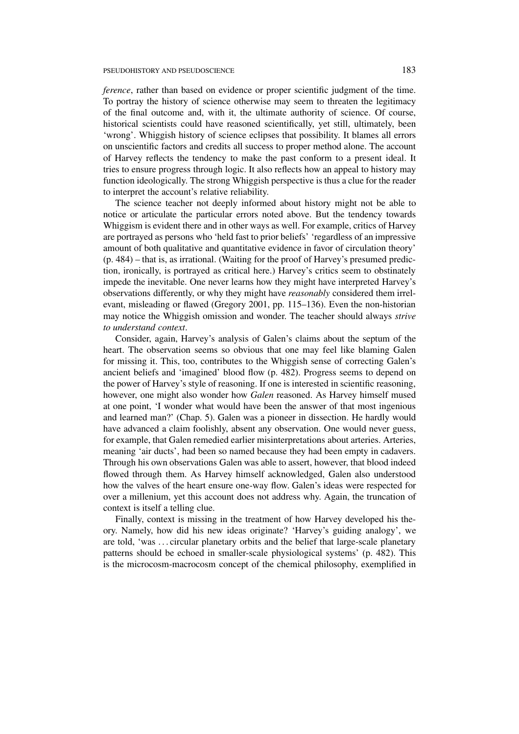*ference*, rather than based on evidence or proper scientific judgment of the time. To portray the history of science otherwise may seem to threaten the legitimacy of the final outcome and, with it, the ultimate authority of science. Of course, historical scientists could have reasoned scientifically, yet still, ultimately, been 'wrong'. Whiggish history of science eclipses that possibility. It blames all errors on unscientific factors and credits all success to proper method alone. The account of Harvey reflects the tendency to make the past conform to a present ideal. It tries to ensure progress through logic. It also reflects how an appeal to history may function ideologically. The strong Whiggish perspective is thus a clue for the reader to interpret the account's relative reliability.

The science teacher not deeply informed about history might not be able to notice or articulate the particular errors noted above. But the tendency towards Whiggism is evident there and in other ways as well. For example, critics of Harvey are portrayed as persons who 'held fast to prior beliefs' 'regardless of an impressive amount of both qualitative and quantitative evidence in favor of circulation theory' (p. 484) – that is, as irrational. (Waiting for the proof of Harvey's presumed prediction, ironically, is portrayed as critical here.) Harvey's critics seem to obstinately impede the inevitable. One never learns how they might have interpreted Harvey's observations differently, or why they might have *reasonably* considered them irrelevant, misleading or flawed (Gregory 2001, pp. 115–136). Even the non-historian may notice the Whiggish omission and wonder. The teacher should always *strive to understand context*.

Consider, again, Harvey's analysis of Galen's claims about the septum of the heart. The observation seems so obvious that one may feel like blaming Galen for missing it. This, too, contributes to the Whiggish sense of correcting Galen's ancient beliefs and 'imagined' blood flow (p. 482). Progress seems to depend on the power of Harvey's style of reasoning. If one is interested in scientific reasoning, however, one might also wonder how *Galen* reasoned. As Harvey himself mused at one point, 'I wonder what would have been the answer of that most ingenious and learned man?' (Chap. 5). Galen was a pioneer in dissection. He hardly would have advanced a claim foolishly, absent any observation. One would never guess, for example, that Galen remedied earlier misinterpretations about arteries. Arteries, meaning 'air ducts', had been so named because they had been empty in cadavers. Through his own observations Galen was able to assert, however, that blood indeed flowed through them. As Harvey himself acknowledged, Galen also understood how the valves of the heart ensure one-way flow. Galen's ideas were respected for over a millenium, yet this account does not address why. Again, the truncation of context is itself a telling clue.

Finally, context is missing in the treatment of how Harvey developed his theory. Namely, how did his new ideas originate? 'Harvey's guiding analogy', we are told, 'was ... circular planetary orbits and the belief that large-scale planetary patterns should be echoed in smaller-scale physiological systems' (p. 482). This is the microcosm-macrocosm concept of the chemical philosophy, exemplified in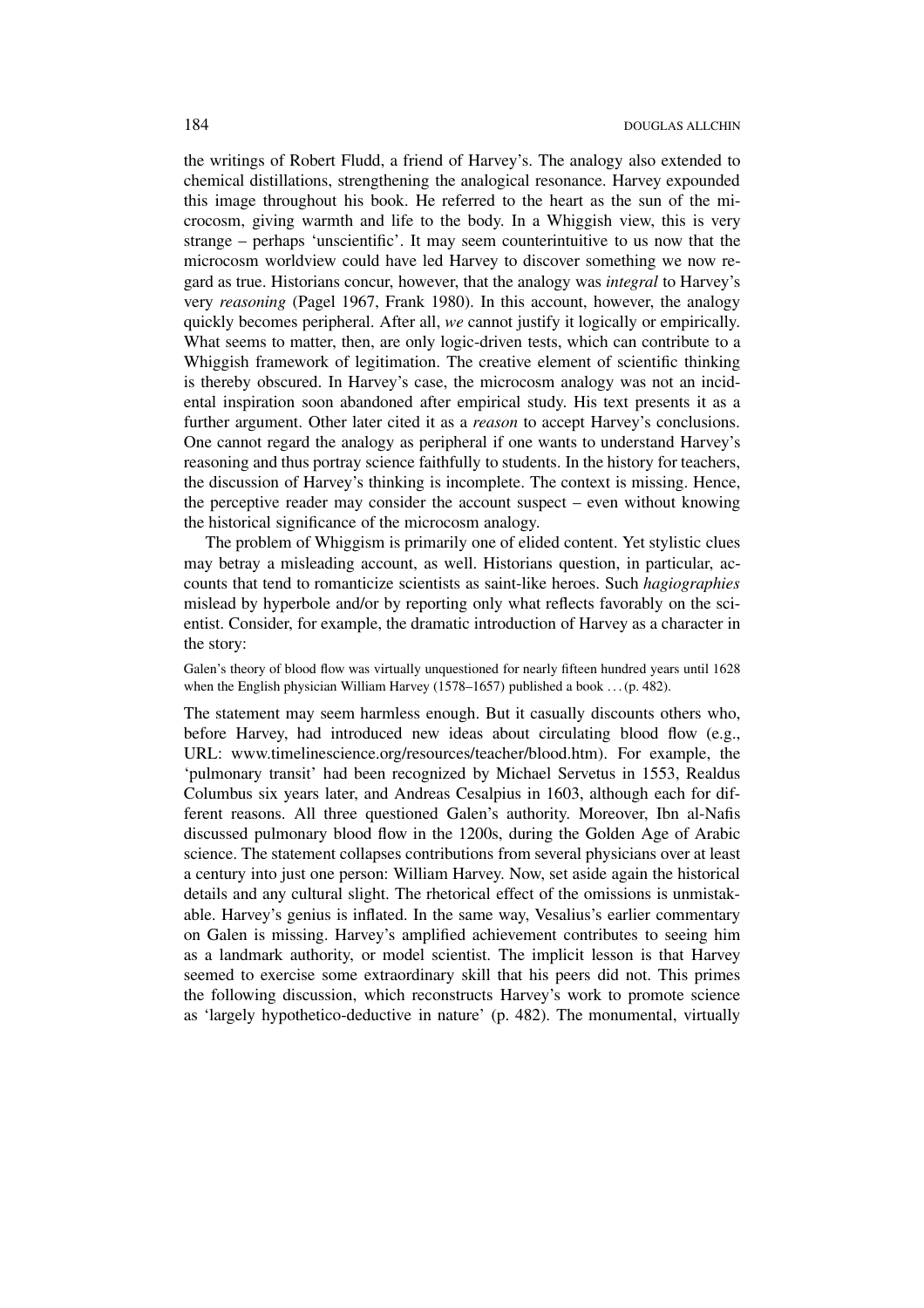the writings of Robert Fludd, a friend of Harvey's. The analogy also extended to chemical distillations, strengthening the analogical resonance. Harvey expounded this image throughout his book. He referred to the heart as the sun of the microcosm, giving warmth and life to the body. In a Whiggish view, this is very strange – perhaps 'unscientific'. It may seem counterintuitive to us now that the microcosm worldview could have led Harvey to discover something we now regard as true. Historians concur, however, that the analogy was *integral* to Harvey's very *reasoning* (Pagel 1967, Frank 1980). In this account, however, the analogy quickly becomes peripheral. After all, *we* cannot justify it logically or empirically. What seems to matter, then, are only logic-driven tests, which can contribute to a Whiggish framework of legitimation. The creative element of scientific thinking is thereby obscured. In Harvey's case, the microcosm analogy was not an incidental inspiration soon abandoned after empirical study. His text presents it as a further argument. Other later cited it as a *reason* to accept Harvey's conclusions. One cannot regard the analogy as peripheral if one wants to understand Harvey's reasoning and thus portray science faithfully to students. In the history for teachers, the discussion of Harvey's thinking is incomplete. The context is missing. Hence, the perceptive reader may consider the account suspect – even without knowing the historical significance of the microcosm analogy.

The problem of Whiggism is primarily one of elided content. Yet stylistic clues may betray a misleading account, as well. Historians question, in particular, accounts that tend to romanticize scientists as saint-like heroes. Such *hagiographies* mislead by hyperbole and/or by reporting only what reflects favorably on the scientist. Consider, for example, the dramatic introduction of Harvey as a character in the story:

> Galen's theory of blood flow was virtually unquestioned for nearly fifteen hundred years until 1628 when the English physician William Harvey (1578–1657) published a book . . . (p. 482).

The statement may seem harmless enough. But it casually discounts others who, before Harvey, had introduced new ideas about circulating blood flow (e.g., URL: www.timelinescience.org/resources/teacher/blood.htm). For example, the 'pulmonary transit' had been recognized by Michael Servetus in 1553, Realdus Columbus six years later, and Andreas Cesalpius in 1603, although each for different reasons. All three questioned Galen's authority. Moreover, Ibn al-Nafis discussed pulmonary blood flow in the 1200s, during the Golden Age of Arabic science. The statement collapses contributions from several physicians over at least a century into just one person: William Harvey. Now, set aside again the historical details and any cultural slight. The rhetorical effect of the omissions is unmistakable. Harvey's genius is inflated. In the same way, Vesalius's earlier commentary on Galen is missing. Harvey's amplified achievement contributes to seeing him as a landmark authority, or model scientist. The implicit lesson is that Harvey seemed to exercise some extraordinary skill that his peers did not. This primes the following discussion, which reconstructs Harvey's work to promote science as 'largely hypothetico-deductive in nature' (p. 482). The monumental, virtually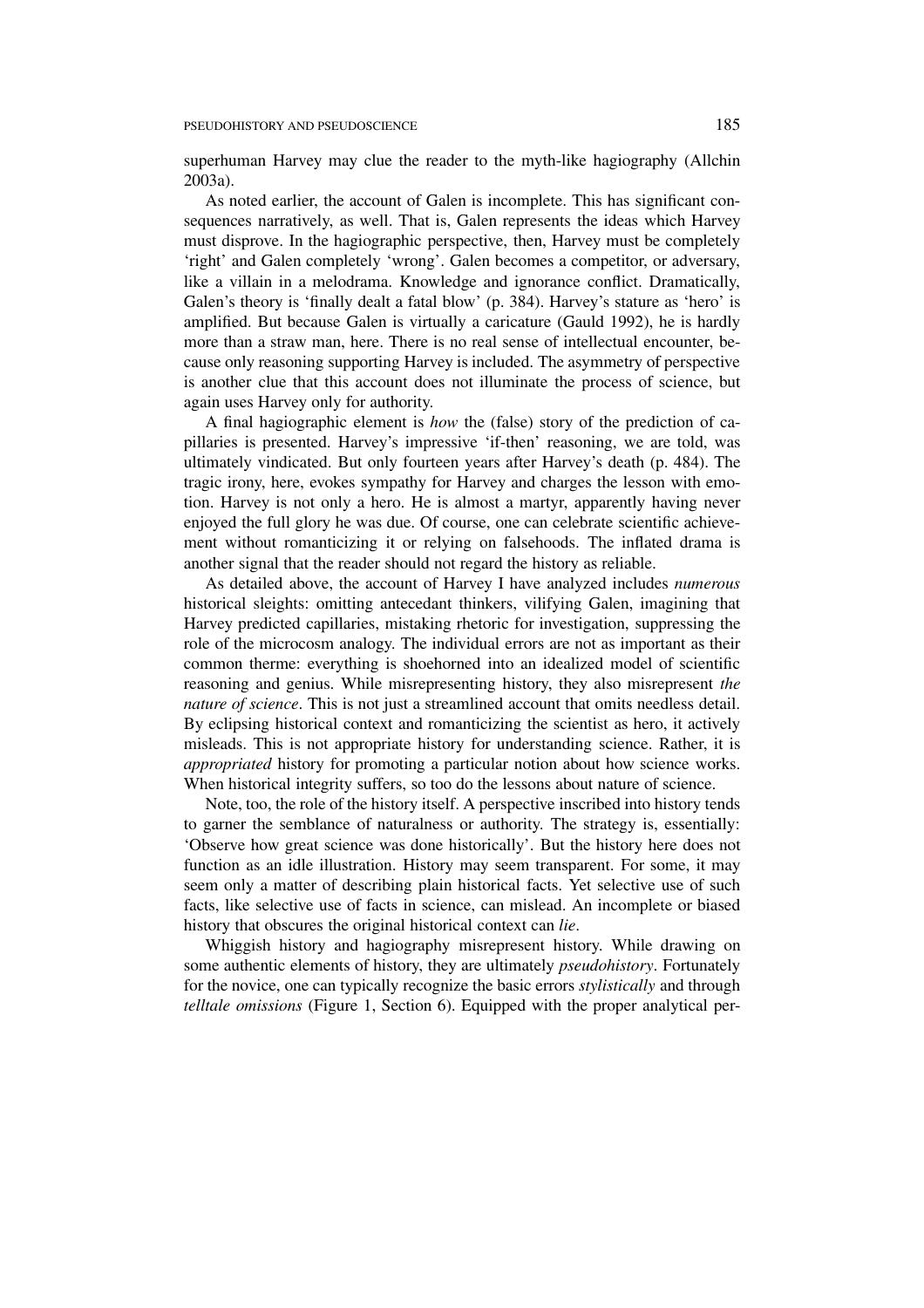superhuman Harvey may clue the reader to the myth-like hagiography (Allchin 2003a).

As noted earlier, the account of Galen is incomplete. This has significant consequences narratively, as well. That is, Galen represents the ideas which Harvey must disprove. In the hagiographic perspective, then, Harvey must be completely 'right' and Galen completely 'wrong'. Galen becomes a competitor, or adversary, like a villain in a melodrama. Knowledge and ignorance conflict. Dramatically, Galen's theory is 'finally dealt a fatal blow' (p. 384). Harvey's stature as 'hero' is amplified. But because Galen is virtually a caricature (Gauld 1992), he is hardly more than a straw man, here. There is no real sense of intellectual encounter, because only reasoning supporting Harvey is included. The asymmetry of perspective is another clue that this account does not illuminate the process of science, but again uses Harvey only for authority.

A final hagiographic element is *how* the (false) story of the prediction of capillaries is presented. Harvey's impressive 'if-then' reasoning, we are told, was ultimately vindicated. But only fourteen years after Harvey's death (p. 484). The tragic irony, here, evokes sympathy for Harvey and charges the lesson with emotion. Harvey is not only a hero. He is almost a martyr, apparently having never enjoyed the full glory he was due. Of course, one can celebrate scientific achievement without romanticizing it or relying on falsehoods. The inflated drama is another signal that the reader should not regard the history as reliable.

As detailed above, the account of Harvey I have analyzed includes *numerous* historical sleights: omitting antecedant thinkers, vilifying Galen, imagining that Harvey predicted capillaries, mistaking rhetoric for investigation, suppressing the role of the microcosm analogy. The individual errors are not as important as their common therme: everything is shoehorned into an idealized model of scientific reasoning and genius. While misrepresenting history, they also misrepresent *the nature of science*. This is not just a streamlined account that omits needless detail. By eclipsing historical context and romanticizing the scientist as hero, it actively misleads. This is not appropriate history for understanding science. Rather, it is *appropriated* history for promoting a particular notion about how science works. When historical integrity suffers, so too do the lessons about nature of science.

Note, too, the role of the history itself. A perspective inscribed into history tends to garner the semblance of naturalness or authority. The strategy is, essentially: 'Observe how great science was done historically'. But the history here does not function as an idle illustration. History may seem transparent. For some, it may seem only a matter of describing plain historical facts. Yet selective use of such facts, like selective use of facts in science, can mislead. An incomplete or biased history that obscures the original historical context can *lie*.

Whiggish history and hagiography misrepresent history. While drawing on some authentic elements of history, they are ultimately *pseudohistory*. Fortunately for the novice, one can typically recognize the basic errors *stylistically* and through *telltale omissions* (Figure 1, Section 6). Equipped with the proper analytical per-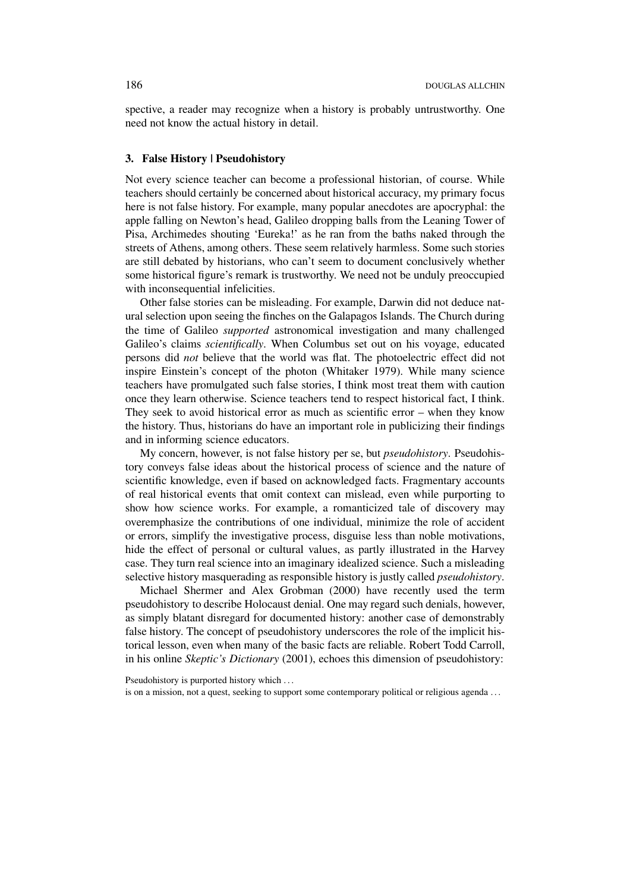spective, a reader may recognize when a history is probably untrustworthy. One need not know the actual history in detail.

### 3. False History | Pseudohistory

Not every science teacher can become a professional historian, of course. While teachers should certainly be concerned about historical accuracy, my primary focus here is not false history. For example, many popular anecdotes are apocryphal: the apple falling on Newton's head, Galileo dropping balls from the Leaning Tower of Pisa, Archimedes shouting 'Eureka!' as he ran from the baths naked through the streets of Athens, among others. These seem relatively harmless. Some such stories are still debated by historians, who can't seem to document conclusively whether some historical figure's remark is trustworthy. We need not be unduly preoccupied with inconsequential infelicities.

Other false stories can be misleading. For example, Darwin did not deduce natural selection upon seeing the finches on the Galapagos Islands. The Church during the time of Galileo *supported* astronomical investigation and many challenged Galileo's claims *scientifically*. When Columbus set out on his voyage, educated persons did *not* believe that the world was flat. The photoelectric effect did not inspire Einstein's concept of the photon (Whitaker 1979). While many science teachers have promulgated such false stories, I think most treat them with caution once they learn otherwise. Science teachers tend to respect historical fact, I think. They seek to avoid historical error as much as scientific error – when they know the history. Thus, historians do have an important role in publicizing their findings and in informing science educators.

My concern, however, is not false history per se, but *pseudohistory*. Pseudohistory conveys false ideas about the historical process of science and the nature of scientific knowledge, even if based on acknowledged facts. Fragmentary accounts of real historical events that omit context can mislead, even while purporting to show how science works. For example, a romanticized tale of discovery may overemphasize the contributions of one individual, minimize the role of accident or errors, simplify the investigative process, disguise less than noble motivations, hide the effect of personal or cultural values, as partly illustrated in the Harvey case. They turn real science into an imaginary idealized science. Such a misleading selective history masquerading as responsible history is justly called *pseudohistory*.

Michael Shermer and Alex Grobman (2000) have recently used the term pseudohistory to describe Holocaust denial. One may regard such denials, however, as simply blatant disregard for documented history: another case of demonstrably false history. The concept of pseudohistory underscores the role of the implicit historical lesson, even when many of the basic facts are reliable. Robert Todd Carroll, in his online *Skeptic's Dictionary* (2001), echoes this dimension of pseudohistory:

Pseudohistory is purported history which ...
is on a mission, not a quest, seeking to support some contemporary political or religious agenda ...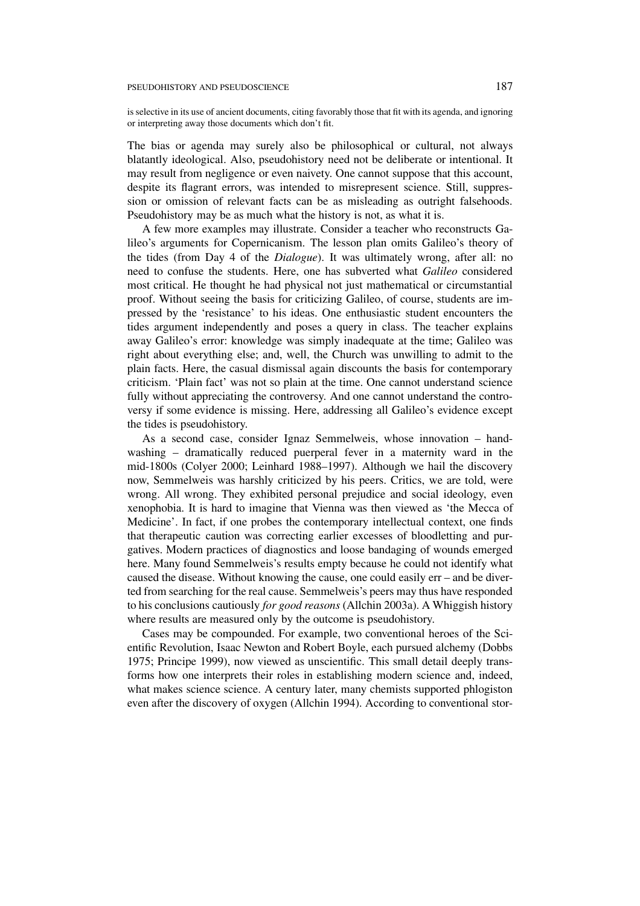is selective in its use of ancient documents, citing favorably those that fit with its agenda, and ignoring or interpreting away those documents which don't fit.

The bias or agenda may surely also be philosophical or cultural, not always blatantly ideological. Also, pseudohistory need not be deliberate or intentional. It may result from negligence or even naivety. One cannot suppose that this account, despite its flagrant errors, was intended to misrepresent science. Still, suppression or omission of relevant facts can be as misleading as outright falsehoods. Pseudohistory may be as much what the history is not, as what it is.

A few more examples may illustrate. Consider a teacher who reconstructs Galileo's arguments for Copernicanism. The lesson plan omits Galileo's theory of the tides (from Day 4 of the *Dialogue*). It was ultimately wrong, after all: no need to confuse the students. Here, one has subverted what *Galileo* considered most critical. He thought he had physical not just mathematical or circumstantial proof. Without seeing the basis for criticizing Galileo, of course, students are impressed by the 'resistance' to his ideas. One enthusiastic student encounters the tides argument independently and poses a query in class. The teacher explains away Galileo's error: knowledge was simply inadequate at the time; Galileo was right about everything else; and, well, the Church was unwilling to admit to the plain facts. Here, the casual dismissal again discounts the basis for contemporary criticism. 'Plain fact' was not so plain at the time. One cannot understand science fully without appreciating the controversy. And one cannot understand the controversy if some evidence is missing. Here, addressing all Galileo's evidence except the tides is pseudohistory.

As a second case, consider Ignaz Semmelweis, whose innovation – handwashing – dramatically reduced puerperal fever in a maternity ward in the mid-1800s (Colyer 2000; Leinhard 1988–1997). Although we hail the discovery now, Semmelweis was harshly criticized by his peers. Critics, we are told, were wrong. All wrong. They exhibited personal prejudice and social ideology, even xenophobia. It is hard to imagine that Vienna was then viewed as 'the Mecca of Medicine'. In fact, if one probes the contemporary intellectual context, one finds that therapeutic caution was correcting earlier excesses of bloodletting and purgatives. Modern practices of diagnostics and loose bandaging of wounds emerged here. Many found Semmelweis's results empty because he could not identify what caused the disease. Without knowing the cause, one could easily err – and be diverted from searching for the real cause. Semmelweis's peers may thus have responded to his conclusions cautiously *for good reasons* (Allchin 2003a). A Whiggish history where results are measured only by the outcome is pseudohistory.

Cases may be compounded. For example, two conventional heroes of the Scientific Revolution, Isaac Newton and Robert Boyle, each pursued alchemy (Dobbs 1975; Principe 1999), now viewed as unscientific. This small detail deeply transforms how one interprets their roles in establishing modern science and, indeed, what makes science science. A century later, many chemists supported phlogiston even after the discovery of oxygen (Allchin 1994). According to conventional stor-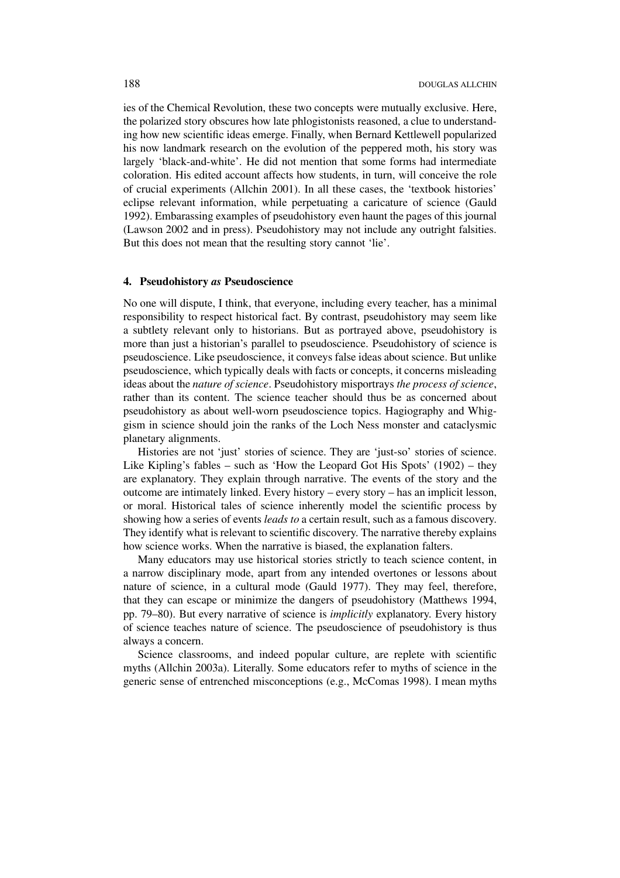ies of the Chemical Revolution, these two concepts were mutually exclusive. Here, the polarized story obscures how late phlogistonists reasoned, a clue to understanding how new scientific ideas emerge. Finally, when Bernard Kettlewell popularized his now landmark research on the evolution of the peppered moth, his story was largely 'black-and-white'. He did not mention that some forms had intermediate coloration. His edited account affects how students, in turn, will conceive the role of crucial experiments (Allchin 2001). In all these cases, the 'textbook histories' eclipse relevant information, while perpetuating a caricature of science (Gauld 1992). Embarassing examples of pseudohistory even haunt the pages of this journal (Lawson 2002 and in press). Pseudohistory may not include any outright falsities. But this does not mean that the resulting story cannot 'lie'.

## 4. Pseudohistory *as* Pseudoscience

No one will dispute, I think, that everyone, including every teacher, has a minimal responsibility to respect historical fact. By contrast, pseudohistory may seem like a subtlety relevant only to historians. But as portrayed above, pseudohistory is more than just a historian's parallel to pseudoscience. Pseudohistory of science is pseudoscience. Like pseudoscience, it conveys false ideas about science. But unlike pseudoscience, which typically deals with facts or concepts, it concerns misleading ideas about the *nature of science*. Pseudohistory misportrays *the process of science*, rather than its content. The science teacher should thus be as concerned about pseudohistory as about well-worn pseudoscience topics. Hagiography and Whiggism in science should join the ranks of the Loch Ness monster and cataclysmic planetary alignments.

Histories are not 'just' stories of science. They are 'just-so' stories of science. Like Kipling's fables – such as 'How the Leopard Got His Spots' (1902) – they are explanatory. They explain through narrative. The events of the story and the outcome are intimately linked. Every history – every story – has an implicit lesson, or moral. Historical tales of science inherently model the scientific process by showing how a series of events *leads to* a certain result, such as a famous discovery. They identify what is relevant to scientific discovery. The narrative thereby explains how science works. When the narrative is biased, the explanation falters.

Many educators may use historical stories strictly to teach science content, in a narrow disciplinary mode, apart from any intended overtones or lessons about nature of science, in a cultural mode (Gauld 1977). They may feel, therefore, that they can escape or minimize the dangers of pseudohistory (Matthews 1994, pp. 79–80). But every narrative of science is *implicitly* explanatory. Every history of science teaches nature of science. The pseudoscience of pseudohistory is thus always a concern.

Science classrooms, and indeed popular culture, are replete with scientific myths (Allchin 2003a). Literally. Some educators refer to myths of science in the generic sense of entrenched misconceptions (e.g., McComas 1998). I mean myths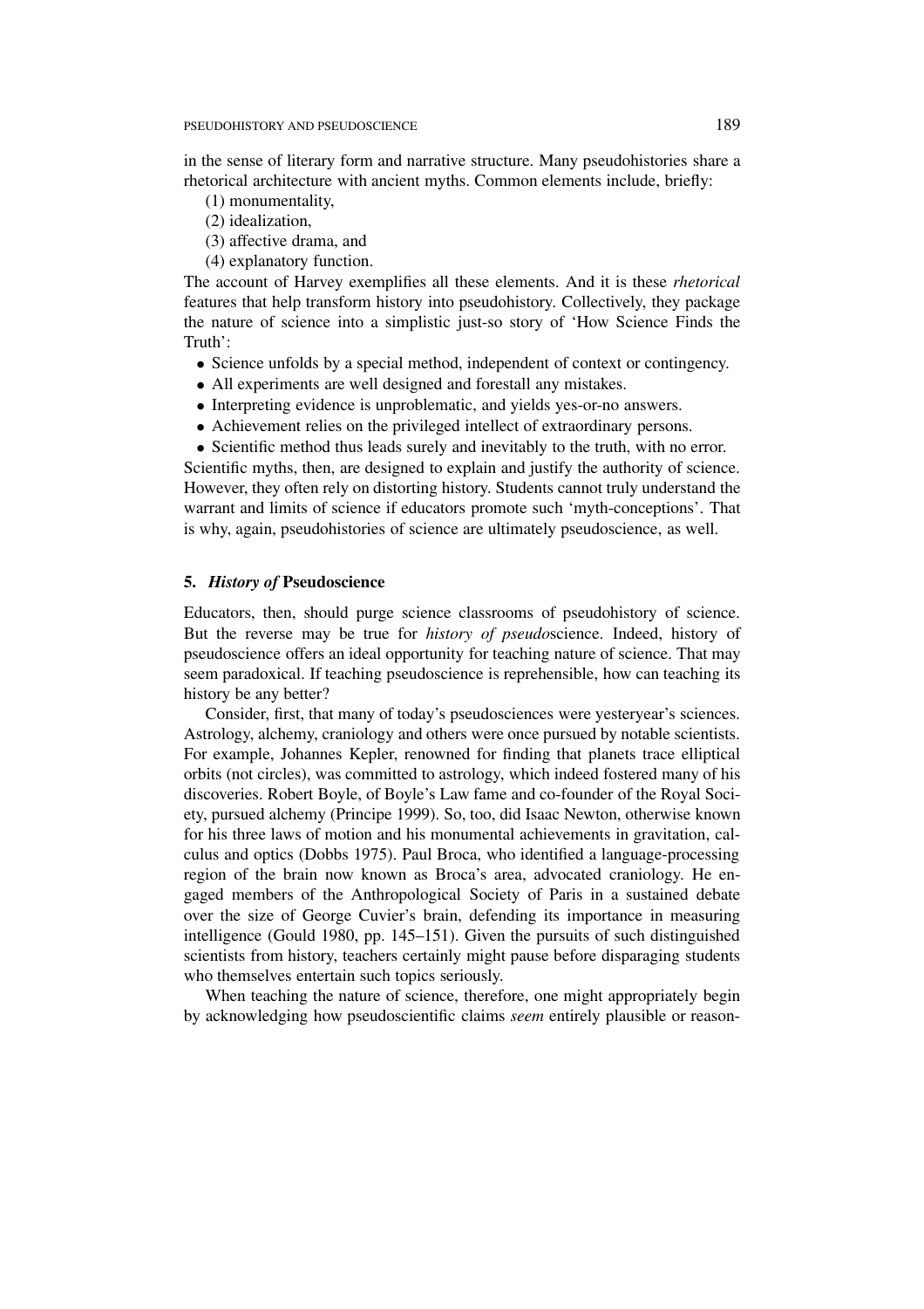in the sense of literary form and narrative structure. Many pseudohistories share a rhetorical architecture with ancient myths. Common elements include, briefly:

(1) monumentality,
(2) idealization,
(3) affective drama, and
(4) explanatory function.

The account of Harvey exemplifies all these elements. And it is these *rhetorical* features that help transform history into pseudohistory. Collectively, they package the nature of science into a simplistic just-so story of 'How Science Finds the Truth':

- Science unfolds by a special method, independent of context or contingency.
- All experiments are well designed and forestall any mistakes.
- Interpreting evidence is unproblematic, and yields yes-or-no answers.
- Achievement relies on the privileged intellect of extraordinary persons.
- Scientific method thus leads surely and inevitably to the truth, with no error.

Scientific myths, then, are designed to explain and justify the authority of science. However, they often rely on distorting history. Students cannot truly understand the warrant and limits of science if educators promote such 'myth-conceptions'. That is why, again, pseudohistories of science are ultimately pseudoscience, as well.

## 5. *History of* Pseudoscience

Educators, then, should purge science classrooms of pseudohistory of science. But the reverse may be true for *history of pseudo*science. Indeed, history of pseudoscience offers an ideal opportunity for teaching nature of science. That may seem paradoxical. If teaching pseudoscience is reprehensible, how can teaching its history be any better?

Consider, first, that many of today's pseudosciences were yesteryear's sciences. Astrology, alchemy, craniology and others were once pursued by notable scientists. For example, Johannes Kepler, renowned for finding that planets trace elliptical orbits (not circles), was committed to astrology, which indeed fostered many of his discoveries. Robert Boyle, of Boyle's Law fame and co-founder of the Royal Society, pursued alchemy (Principe 1999). So, too, did Isaac Newton, otherwise known for his three laws of motion and his monumental achievements in gravitation, calculus and optics (Dobbs 1975). Paul Broca, who identified a language-processing region of the brain now known as Broca's area, advocated craniology. He engaged members of the Anthropological Society of Paris in a sustained debate over the size of George Cuvier's brain, defending its importance in measuring intelligence (Gould 1980, pp. 145–151). Given the pursuits of such distinguished scientists from history, teachers certainly might pause before disparaging students who themselves entertain such topics seriously.

When teaching the nature of science, therefore, one might appropriately begin by acknowledging how pseudoscientific claims *seem* entirely plausible or reason-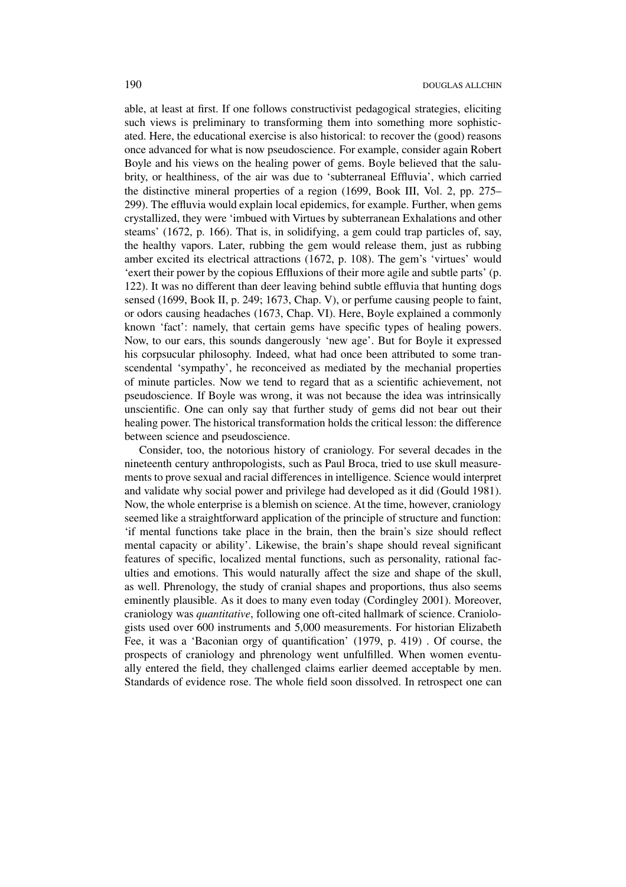able, at least at first. If one follows constructivist pedagogical strategies, eliciting such views is preliminary to transforming them into something more sophisticated. Here, the educational exercise is also historical: to recover the (good) reasons once advanced for what is now pseudoscience. For example, consider again Robert Boyle and his views on the healing power of gems. Boyle believed that the salubrity, or healthiness, of the air was due to 'subterraneal Effluvia', which carried the distinctive mineral properties of a region (1699, Book III, Vol. 2, pp. 275–299). The effluvia would explain local epidemics, for example. Further, when gems crystallized, they were 'imbued with Virtues by subterranean Exhalations and other steams' (1672, p. 166). That is, in solidifying, a gem could trap particles of, say, the healthy vapors. Later, rubbing the gem would release them, just as rubbing amber excited its electrical attractions (1672, p. 108). The gem's 'virtues' would 'exert their power by the copious Effluxions of their more agile and subtle parts' (p. 122). It was no different than deer leaving behind subtle effluvia that hunting dogs sensed (1699, Book II, p. 249; 1673, Chap. V), or perfume causing people to faint, or odors causing headaches (1673, Chap. VI). Here, Boyle explained a commonly known 'fact': namely, that certain gems have specific types of healing powers. Now, to our ears, this sounds dangerously 'new age'. But for Boyle it expressed his corpsucular philosophy. Indeed, what had once been attributed to some transcendental 'sympathy', he reconceived as mediated by the mechanial properties of minute particles. Now we tend to regard that as a scientific achievement, not pseudoscience. If Boyle was wrong, it was not because the idea was intrinsically unscientific. One can only say that further study of gems did not bear out their healing power. The historical transformation holds the critical lesson: the difference between science and pseudoscience.

Consider, too, the notorious history of craniology. For several decades in the nineteenth century anthropologists, such as Paul Broca, tried to use skull measurements to prove sexual and racial differences in intelligence. Science would interpret and validate why social power and privilege had developed as it did (Gould 1981). Now, the whole enterprise is a blemish on science. At the time, however, craniology seemed like a straightforward application of the principle of structure and function: 'if mental functions take place in the brain, then the brain's size should reflect mental capacity or ability'. Likewise, the brain's shape should reveal significant features of specific, localized mental functions, such as personality, rational faculties and emotions. This would naturally affect the size and shape of the skull, as well. Phrenology, the study of cranial shapes and proportions, thus also seems eminently plausible. As it does to many even today (Cordingley 2001). Moreover, craniology was *quantitative*, following one oft-cited hallmark of science. Craniologists used over 600 instruments and 5,000 measurements. For historian Elizabeth Fee, it was a 'Baconian orgy of quantification' (1979, p. 419) . Of course, the prospects of craniology and phrenology went unfulfilled. When women eventually entered the field, they challenged claims earlier deemed acceptable by men. Standards of evidence rose. The whole field soon dissolved. In retrospect one can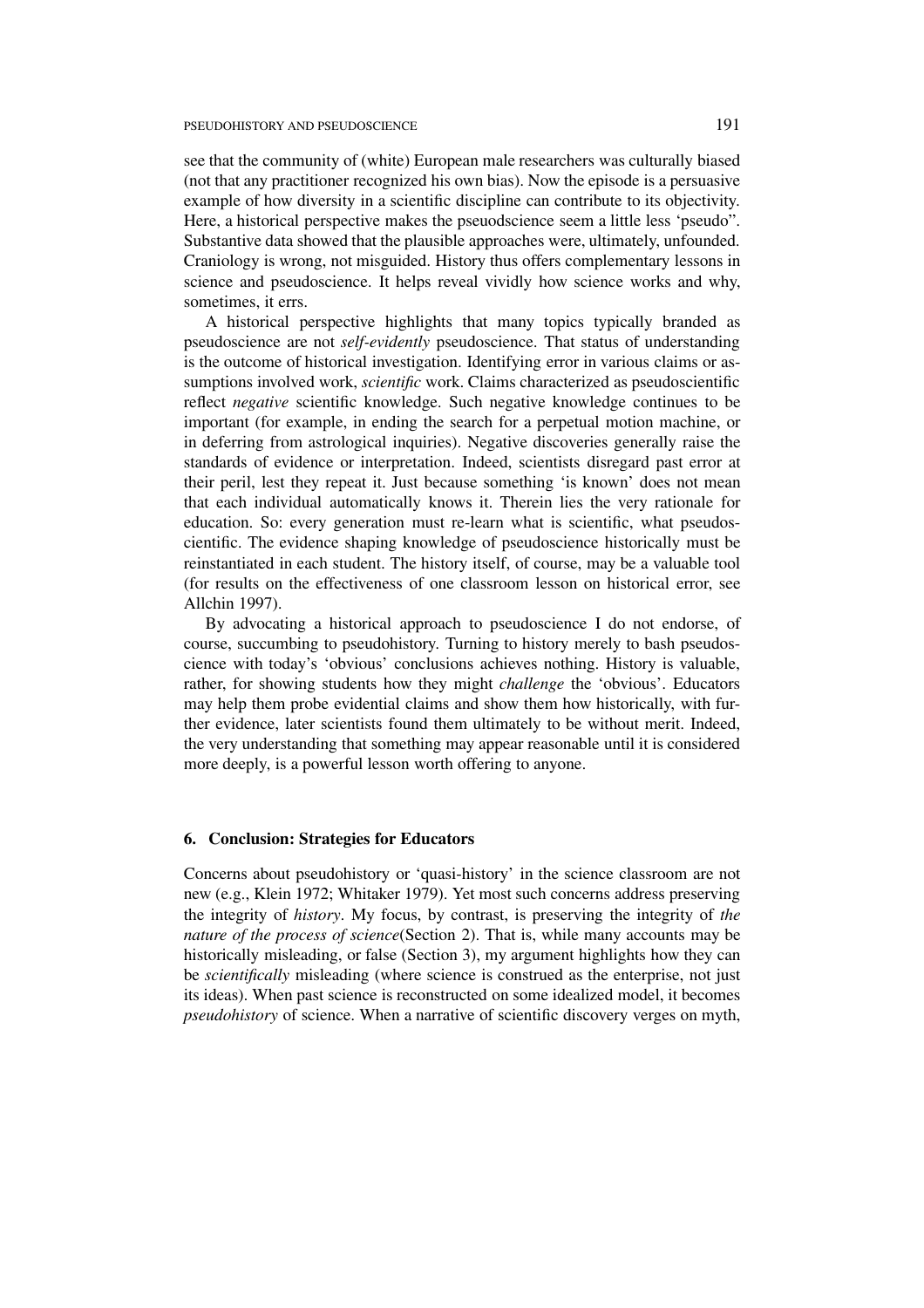see that the community of (white) European male researchers was culturally biased (not that any practitioner recognized his own bias). Now the episode is a persuasive example of how diversity in a scientific discipline can contribute to its objectivity. Here, a historical perspective makes the pseuodscience seem a little less 'pseudo". Substantive data showed that the plausible approaches were, ultimately, unfounded. Craniology is wrong, not misguided. History thus offers complementary lessons in science and pseudoscience. It helps reveal vividly how science works and why, sometimes, it errs.

A historical perspective highlights that many topics typically branded as pseudoscience are not *self-evidently* pseudoscience. That status of understanding is the outcome of historical investigation. Identifying error in various claims or assumptions involved work, *scientific* work. Claims characterized as pseudoscientific reflect *negative* scientific knowledge. Such negative knowledge continues to be important (for example, in ending the search for a perpetual motion machine, or in deferring from astrological inquiries). Negative discoveries generally raise the standards of evidence or interpretation. Indeed, scientists disregard past error at their peril, lest they repeat it. Just because something 'is known' does not mean that each individual automatically knows it. Therein lies the very rationale for education. So: every generation must re-learn what is scientific, what pseudoscientific. The evidence shaping knowledge of pseudoscience historically must be reinstantiated in each student. The history itself, of course, may be a valuable tool (for results on the effectiveness of one classroom lesson on historical error, see Allchin 1997).

By advocating a historical approach to pseudoscience I do not endorse, of course, succumbing to pseudohistory. Turning to history merely to bash pseudoscience with today's 'obvious' conclusions achieves nothing. History is valuable, rather, for showing students how they might *challenge* the 'obvious'. Educators may help them probe evidential claims and show them how historically, with further evidence, later scientists found them ultimately to be without merit. Indeed, the very understanding that something may appear reasonable until it is considered more deeply, is a powerful lesson worth offering to anyone.

## 6. Conclusion: Strategies for Educators

Concerns about pseudohistory or 'quasi-history' in the science classroom are not new (e.g., Klein 1972; Whitaker 1979). Yet most such concerns address preserving the integrity of *history*. My focus, by contrast, is preserving the integrity of *the nature of the process of science*(Section 2). That is, while many accounts may be historically misleading, or false (Section 3), my argument highlights how they can be *scientifically* misleading (where science is construed as the enterprise, not just its ideas). When past science is reconstructed on some idealized model, it becomes *pseudohistory* of science. When a narrative of scientific discovery verges on myth,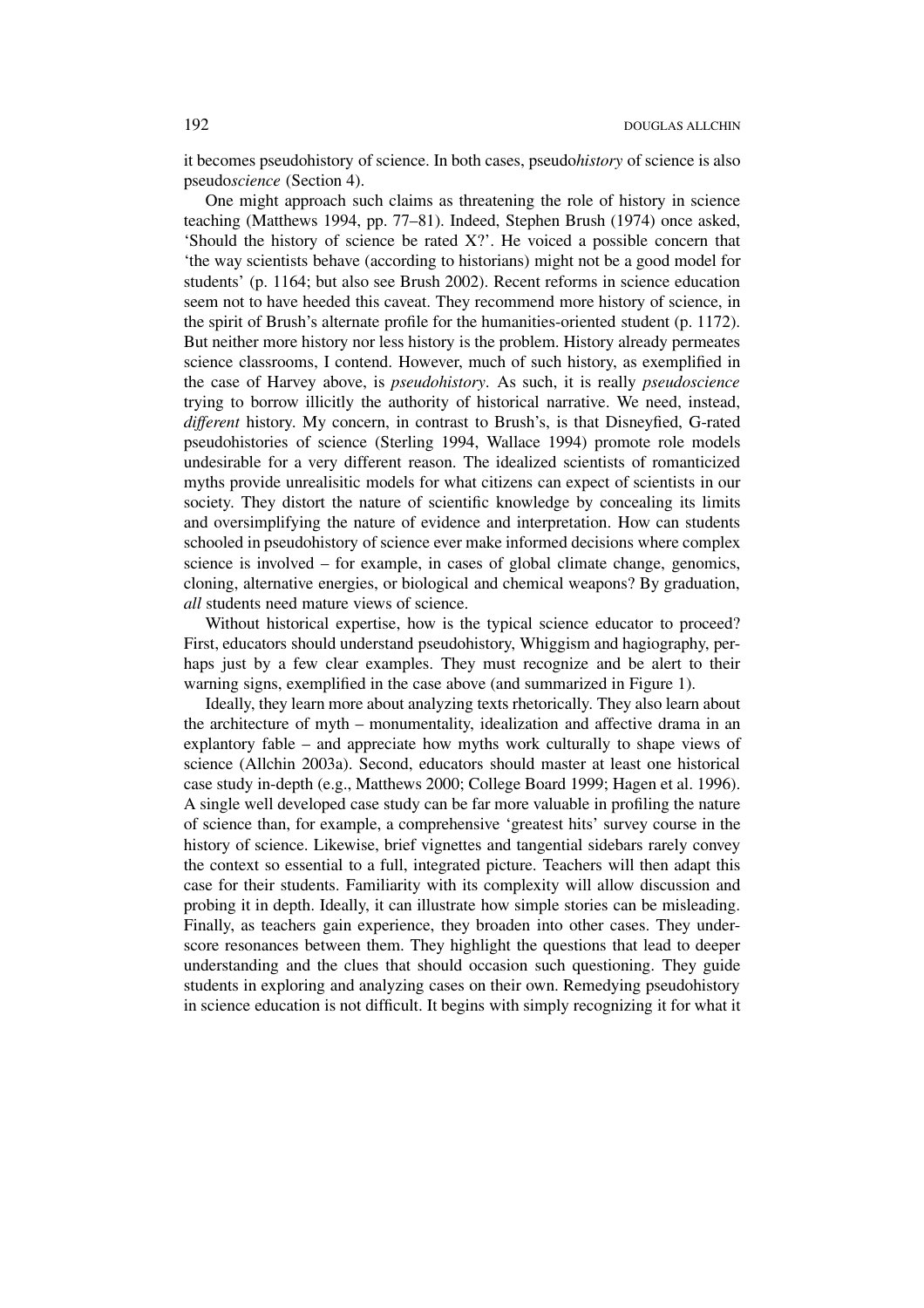it becomes pseudohistory of science. In both cases, pseudo*history* of science is also pseudo*science* (Section 4).

One might approach such claims as threatening the role of history in science teaching (Matthews 1994, pp. 77–81). Indeed, Stephen Brush (1974) once asked, 'Should the history of science be rated X?'. He voiced a possible concern that 'the way scientists behave (according to historians) might not be a good model for students' (p. 1164; but also see Brush 2002). Recent reforms in science education seem not to have heeded this caveat. They recommend more history of science, in the spirit of Brush's alternate profile for the humanities-oriented student (p. 1172). But neither more history nor less history is the problem. History already permeates science classrooms, I contend. However, much of such history, as exemplified in the case of Harvey above, is *pseudohistory*. As such, it is really *pseudoscience* trying to borrow illicitly the authority of historical narrative. We need, instead, *different* history. My concern, in contrast to Brush's, is that Disneyfied, G-rated pseudohistories of science (Sterling 1994, Wallace 1994) promote role models undesirable for a very different reason. The idealized scientists of romanticized myths provide unrealisitic models for what citizens can expect of scientists in our society. They distort the nature of scientific knowledge by concealing its limits and oversimplifying the nature of evidence and interpretation. How can students schooled in pseudohistory of science ever make informed decisions where complex science is involved – for example, in cases of global climate change, genomics, cloning, alternative energies, or biological and chemical weapons? By graduation, *all* students need mature views of science.

Without historical expertise, how is the typical science educator to proceed? First, educators should understand pseudohistory, Whiggism and hagiography, perhaps just by a few clear examples. They must recognize and be alert to their warning signs, exemplified in the case above (and summarized in Figure 1).

Ideally, they learn more about analyzing texts rhetorically. They also learn about the architecture of myth – monumentality, idealization and affective drama in an explantory fable – and appreciate how myths work culturally to shape views of science (Allchin 2003a). Second, educators should master at least one historical case study in-depth (e.g., Matthews 2000; College Board 1999; Hagen et al. 1996). A single well developed case study can be far more valuable in profiling the nature of science than, for example, a comprehensive 'greatest hits' survey course in the history of science. Likewise, brief vignettes and tangential sidebars rarely convey the context so essential to a full, integrated picture. Teachers will then adapt this case for their students. Familiarity with its complexity will allow discussion and probing it in depth. Ideally, it can illustrate how simple stories can be misleading. Finally, as teachers gain experience, they broaden into other cases. They underscore resonances between them. They highlight the questions that lead to deeper understanding and the clues that should occasion such questioning. They guide students in exploring and analyzing cases on their own. Remedying pseudohistory in science education is not difficult. It begins with simply recognizing it for what it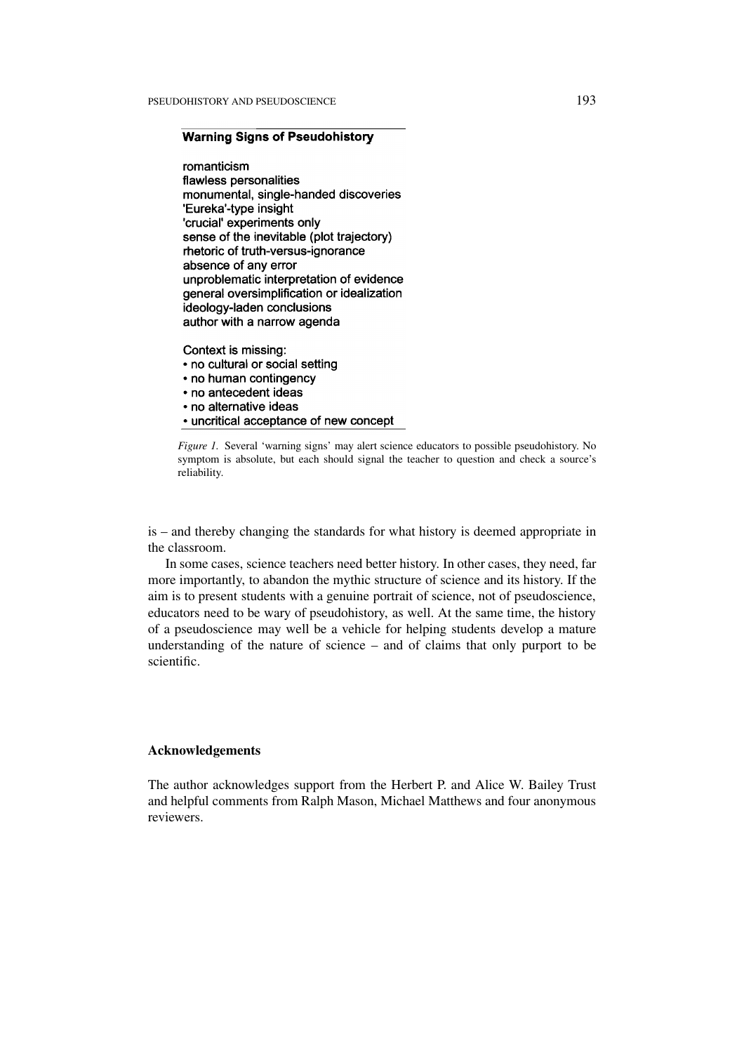**Warning Signs of Pseudohistory**

romanticism
flawless personalities
monumental, single-handed discoveries
'Eureka'-type insight
'crucial' experiments only
sense of the inevitable (plot trajectory)
rhetoric of truth-versus-ignorance
absence of any error
unproblematic interpretation of evidence
general oversimplification or idealization
ideology-laden conclusions
author with a narrow agenda

Context is missing:

- no cultural or social setting
- no human contingency
- no antecedent ideas
- no alternative ideas
- uncritical acceptance of new concept

*Figure 1.* Several 'warning signs' may alert science educators to possible pseudohistory. No symptom is absolute, but each should signal the teacher to question and check a source's reliability.

is – and thereby changing the standards for what history is deemed appropriate in the classroom.

In some cases, science teachers need better history. In other cases, they need, far more importantly, to abandon the mythic structure of science and its history. If the aim is to present students with a genuine portrait of science, not of pseudoscience, educators need to be wary of pseudohistory, as well. At the same time, the history of a pseudoscience may well be a vehicle for helping students develop a mature understanding of the nature of science – and of claims that only purport to be scientific.

## Acknowledgements

The author acknowledges support from the Herbert P. and Alice W. Bailey Trust and helpful comments from Ralph Mason, Michael Matthews and four anonymous reviewers.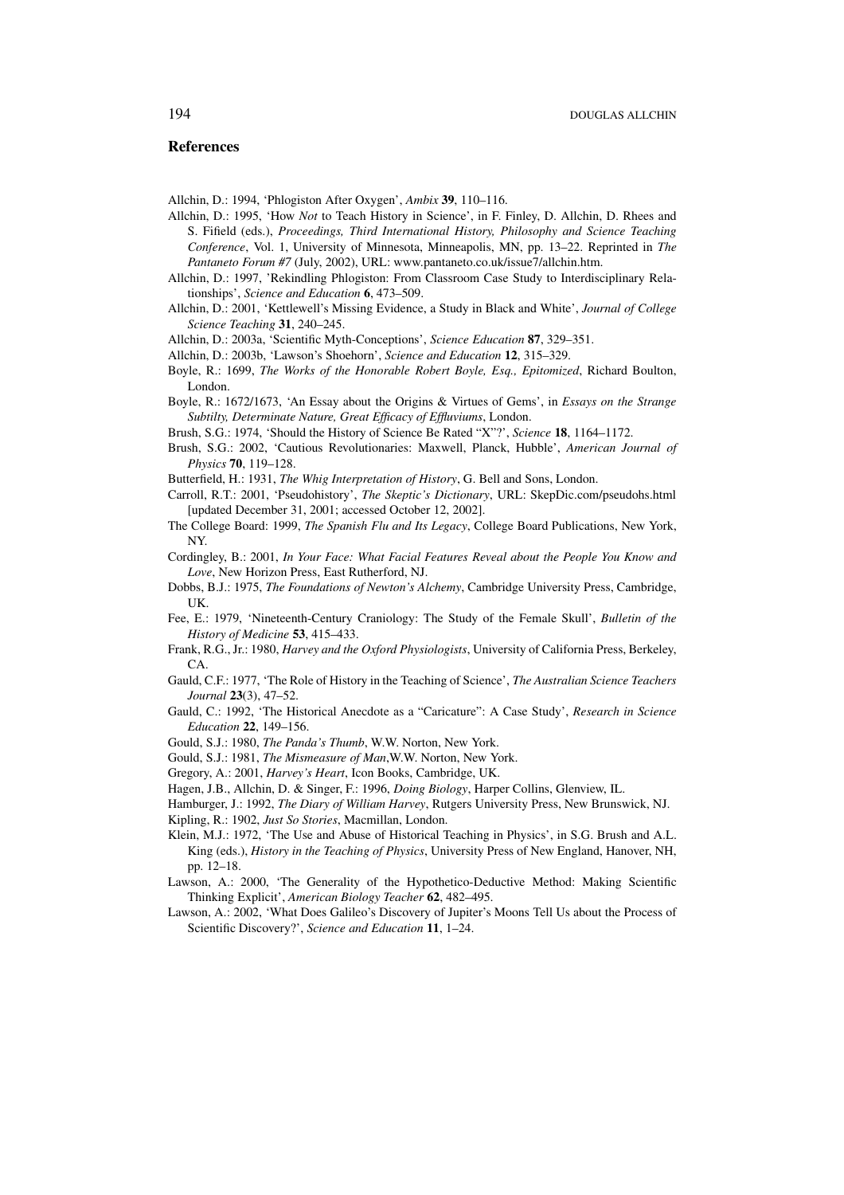## References

Allchin, D.: 1994, 'Phlogiston After Oxygen', *Ambix* **39**, 110–116.

Allchin, D.: 1995, 'How *Not* to Teach History in Science', in F. Finley, D. Allchin, D. Rhees and S. Fifield (eds.), *Proceedings, Third International History, Philosophy and Science Teaching Conference*, Vol. 1, University of Minnesota, Minneapolis, MN, pp. 13–22. Reprinted in *The Pantaneto Forum #7* (July, 2002), URL: www.pantaneto.co.uk/issue7/allchin.htm.

Allchin, D.: 1997, 'Rekindling Phlogiston: From Classroom Case Study to Interdisciplinary Relationships', *Science and Education* **6**, 473–509.

Allchin, D.: 2001, 'Kettlewell's Missing Evidence, a Study in Black and White', *Journal of College Science Teaching* **31**, 240–245.

Allchin, D.: 2003a, 'Scientific Myth-Conceptions', *Science Education* **87**, 329–351.

Allchin, D.: 2003b, 'Lawson's Shoehorn', *Science and Education* **12**, 315–329.

Boyle, R.: 1699, *The Works of the Honorable Robert Boyle, Esq., Epitomized*, Richard Boulton, London.

Boyle, R.: 1672/1673, 'An Essay about the Origins & Virtues of Gems', in *Essays on the Strange Subtilty, Determinate Nature, Great Efficacy of Effluviums*, London.

Brush, S.G.: 1974, 'Should the History of Science Be Rated "X"?', *Science* **18**, 1164–1172.

Brush, S.G.: 2002, 'Cautious Revolutionaries: Maxwell, Planck, Hubble', *American Journal of Physics* **70**, 119–128.

Butterfield, H.: 1931, *The Whig Interpretation of History*, G. Bell and Sons, London.

Carroll, R.T.: 2001, 'Pseudohistory', *The Skeptic's Dictionary*, URL: SkepDic.com/pseudohs.html [updated December 31, 2001; accessed October 12, 2002].

The College Board: 1999, *The Spanish Flu and Its Legacy*, College Board Publications, New York, NY.

Cordingley, B.: 2001, *In Your Face: What Facial Features Reveal about the People You Know and Love*, New Horizon Press, East Rutherford, NJ.

Dobbs, B.J.: 1975, *The Foundations of Newton's Alchemy*, Cambridge University Press, Cambridge, UK.

Fee, E.: 1979, 'Nineteenth-Century Craniology: The Study of the Female Skull', *Bulletin of the History of Medicine* **53**, 415–433.

Frank, R.G., Jr.: 1980, *Harvey and the Oxford Physiologists*, University of California Press, Berkeley, CA.

Gauld, C.F.: 1977, 'The Role of History in the Teaching of Science', *The Australian Science Teachers Journal* **23**(3), 47–52.

Gauld, C.: 1992, 'The Historical Anecdote as a "Caricature": A Case Study', *Research in Science Education* **22**, 149–156.

Gould, S.J.: 1980, *The Panda's Thumb*, W.W. Norton, New York.

Gould, S.J.: 1981, *The Mismeasure of Man*,W.W. Norton, New York.

Gregory, A.: 2001, *Harvey's Heart*, Icon Books, Cambridge, UK.

Hagen, J.B., Allchin, D. & Singer, F.: 1996, *Doing Biology*, Harper Collins, Glenview, IL.

Hamburger, J.: 1992, *The Diary of William Harvey*, Rutgers University Press, New Brunswick, NJ.

Kipling, R.: 1902, *Just So Stories*, Macmillan, London.

Klein, M.J.: 1972, 'The Use and Abuse of Historical Teaching in Physics', in S.G. Brush and A.L. King (eds.), *History in the Teaching of Physics*, University Press of New England, Hanover, NH, pp. 12–18.

Lawson, A.: 2000, 'The Generality of the Hypothetico-Deductive Method: Making Scientific Thinking Explicit', *American Biology Teacher* **62**, 482–495.

Lawson, A.: 2002, 'What Does Galileo's Discovery of Jupiter's Moons Tell Us about the Process of Scientific Discovery?', *Science and Education* **11**, 1–24.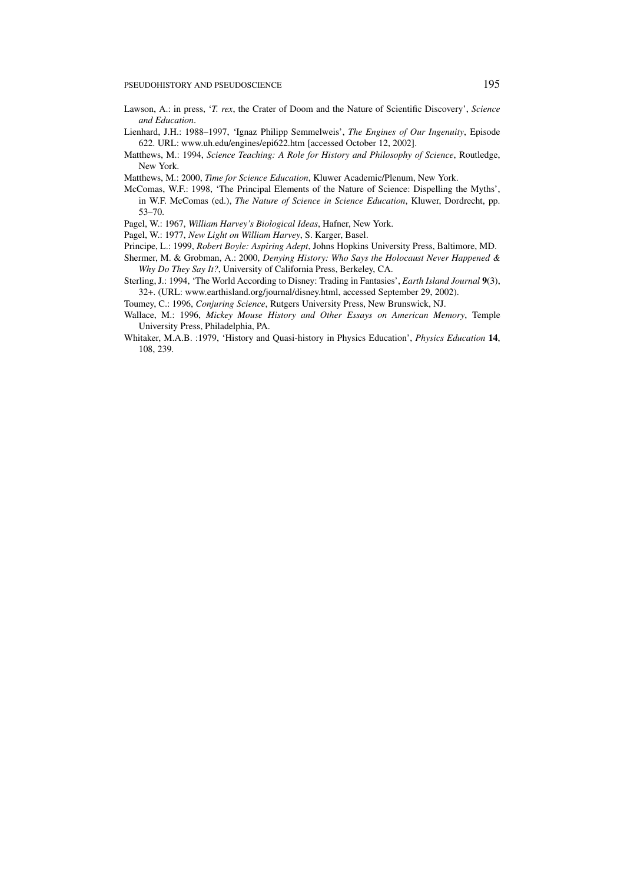Lawson, A.: in press, '*T. rex*, the Crater of Doom and the Nature of Scientific Discovery', *Science and Education*.

Lienhard, J.H.: 1988–1997, 'Ignaz Philipp Semmelweis', *The Engines of Our Ingenuity*, Episode 622. URL: www.uh.edu/engines/epi622.htm [accessed October 12, 2002].

Matthews, M.: 1994, *Science Teaching: A Role for History and Philosophy of Science*, Routledge, New York.

Matthews, M.: 2000, *Time for Science Education*, Kluwer Academic/Plenum, New York.

McComas, W.F.: 1998, 'The Principal Elements of the Nature of Science: Dispelling the Myths', in W.F. McComas (ed.), *The Nature of Science in Science Education*, Kluwer, Dordrecht, pp. 53–70.

Pagel, W.: 1967, *William Harvey's Biological Ideas*, Hafner, New York.

Pagel, W.: 1977, *New Light on William Harvey*, S. Karger, Basel.

Principe, L.: 1999, *Robert Boyle: Aspiring Adept*, Johns Hopkins University Press, Baltimore, MD.

Shermer, M. & Grobman, A.: 2000, *Denying History: Who Says the Holocaust Never Happened & Why Do They Say It?*, University of California Press, Berkeley, CA.

Sterling, J.: 1994, 'The World According to Disney: Trading in Fantasies', *Earth Island Journal* **9**(3), 32+. (URL: www.earthisland.org/journal/disney.html, accessed September 29, 2002).

Toumey, C.: 1996, *Conjuring Science*, Rutgers University Press, New Brunswick, NJ.

Wallace, M.: 1996, *Mickey Mouse History and Other Essays on American Memory*, Temple University Press, Philadelphia, PA.

Whitaker, M.A.B. :1979, 'History and Quasi-history in Physics Education', *Physics Education* **14**, 108, 239.